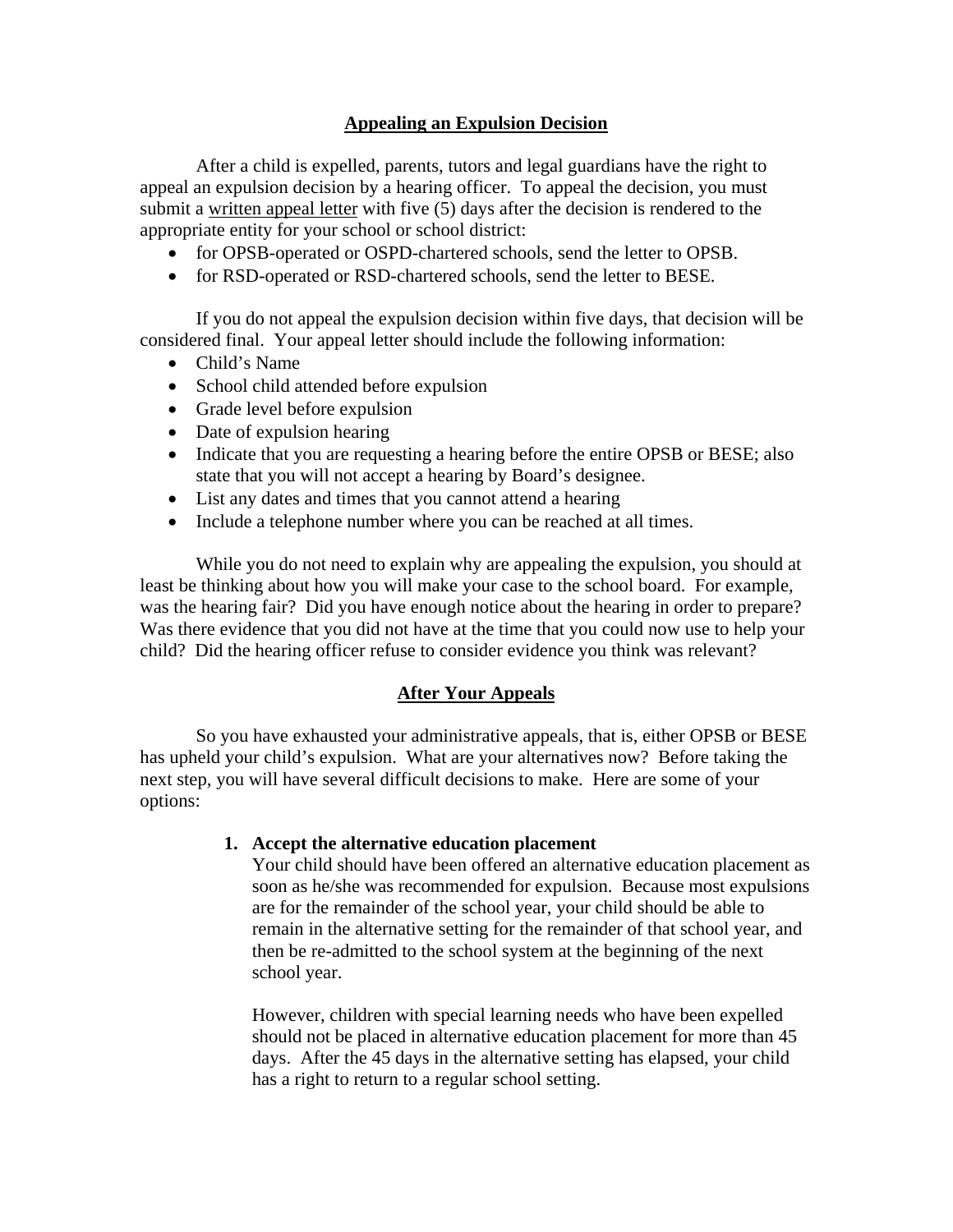## Appealing an Expulsion Decision

After a child is expelled, parents, tutors and legal guardians have the right to appeal an expulsion decision by a hearing officer. To appeal the decision, you must submit a <u>written appeal letter</u> with five (5) days after the decision is rendered to the appropriate entity for your school or school district:

- for OPSB-operated or OSPD-chartered schools, send the letter to OPSB.
- for RSD-operated or RSD-chartered schools, send the letter to BESE.

If you do not appeal the expulsion decision within five days, that decision will be considered final. Your appeal letter should include the following information:

- Child's Name
- School child attended before expulsion
- Grade level before expulsion
- Date of expulsion hearing
- Indicate that you are requesting a hearing before the entire OPSB or BESE; also state that you will not accept a hearing by Board's designee.
- List any dates and times that you cannot attend a hearing
- Include a telephone number where you can be reached at all times.

While you do not need to explain why are appealing the expulsion, you should at least be thinking about how you will make your case to the school board. For example, was the hearing fair? Did you have enough notice about the hearing in order to prepare? Was there evidence that you did not have at the time that you could now use to help your child? Did the hearing officer refuse to consider evidence you think was relevant?

## After Your Appeals

So you have exhausted your administrative appeals, that is, either OPSB or BESE has upheld your child's expulsion. What are your alternatives now? Before taking the next step, you will have several difficult decisions to make. Here are some of your options:

1. **Accept the alternative education placement**

   Your child should have been offered an alternative education placement as soon as he/she was recommended for expulsion. Because most expulsions are for the remainder of the school year, your child should be able to remain in the alternative setting for the remainder of that school year, and then be re-admitted to the school system at the beginning of the next school year.

   However, children with special learning needs who have been expelled should not be placed in alternative education placement for more than 45 days. After the 45 days in the alternative setting has elapsed, your child has a right to return to a regular school setting.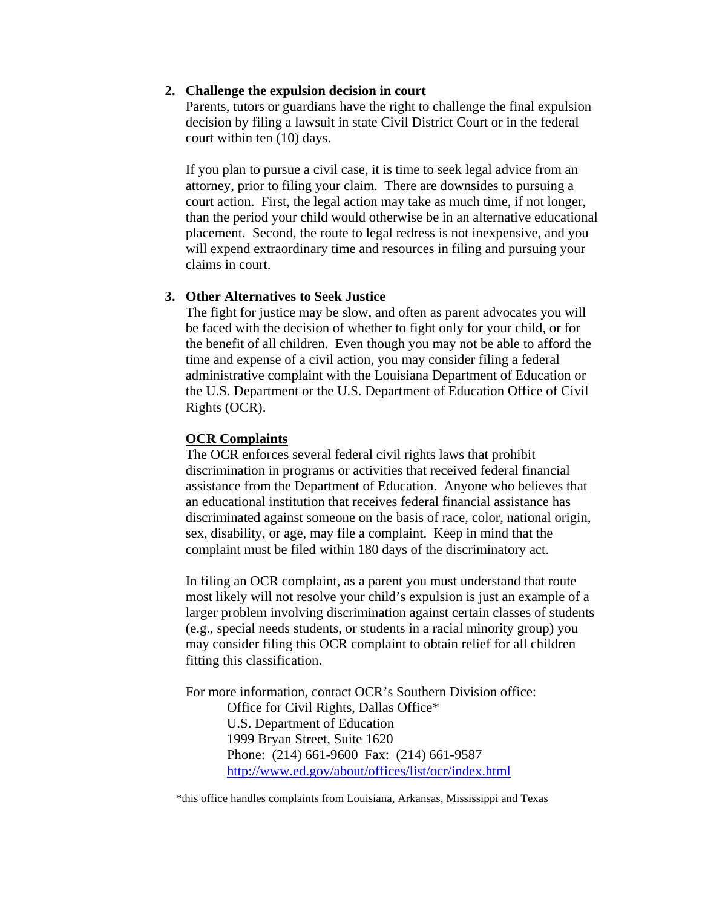2. **Challenge the expulsion decision in court**
   Parents, tutors or guardians have the right to challenge the final expulsion decision by filing a lawsuit in state Civil District Court or in the federal court within ten (10) days.

   If you plan to pursue a civil case, it is time to seek legal advice from an attorney, prior to filing your claim. There are downsides to pursuing a court action. First, the legal action may take as much time, if not longer, than the period your child would otherwise be in an alternative educational placement. Second, the route to legal redress is not inexpensive, and you will expend extraordinary time and resources in filing and pursuing your claims in court.

3. **Other Alternatives to Seek Justice**
   The fight for justice may be slow, and often as parent advocates you will be faced with the decision of whether to fight only for your child, or for the benefit of all children. Even though you may not be able to afford the time and expense of a civil action, you may consider filing a federal administrative complaint with the Louisiana Department of Education or the U.S. Department or the U.S. Department of Education Office of Civil Rights (OCR).

   **<u>OCR Complaints</u>**
   The OCR enforces several federal civil rights laws that prohibit discrimination in programs or activities that received federal financial assistance from the Department of Education. Anyone who believes that an educational institution that receives federal financial assistance has discriminated against someone on the basis of race, color, national origin, sex, disability, or age, may file a complaint. Keep in mind that the complaint must be filed within 180 days of the discriminatory act.

   In filing an OCR complaint, as a parent you must understand that route most likely will not resolve your child's expulsion is just an example of a larger problem involving discrimination against certain classes of students (e.g., special needs students, or students in a racial minority group) you may consider filing this OCR complaint to obtain relief for all children fitting this classification.

   For more information, contact OCR's Southern Division office:

   Office for Civil Rights, Dallas Office*
   U.S. Department of Education
   1999 Bryan Street, Suite 1620
   Phone: (214) 661-9600 Fax: (214) 661-9587
   http://www.ed.gov/about/offices/list/ocr/index.html

*this office handles complaints from Louisiana, Arkansas, Mississippi and Texas